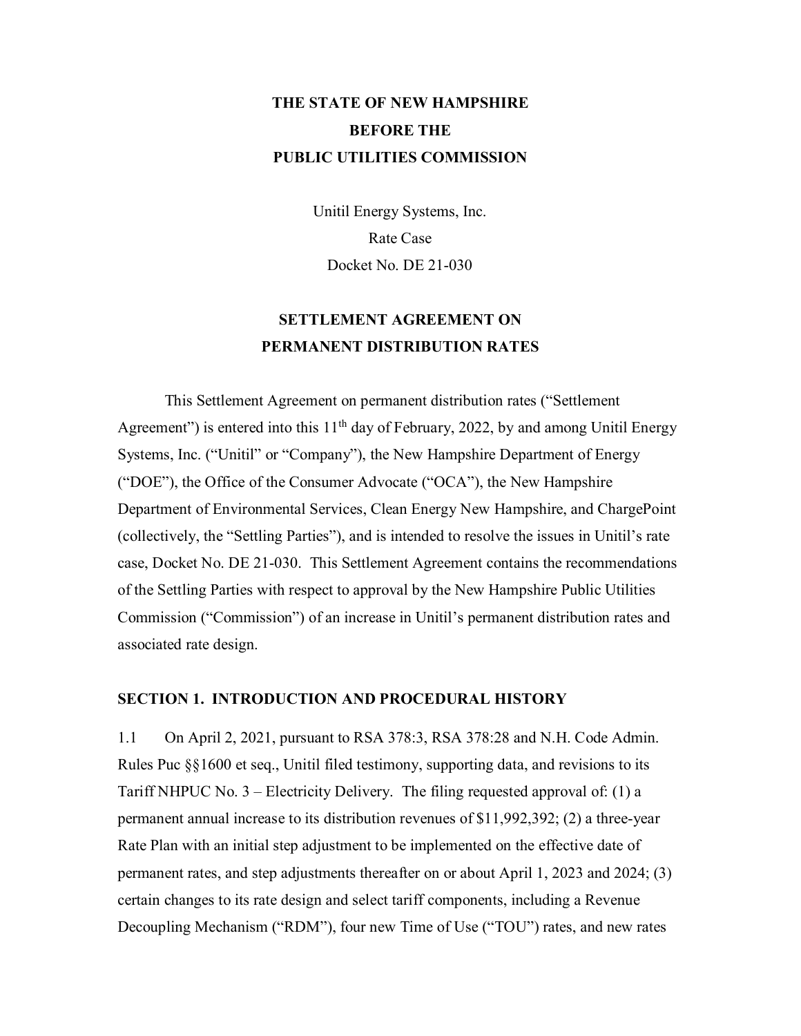**THE STATE OF NEW HAMPSHIRE**
**BEFORE THE**
**PUBLIC UTILITIES COMMISSION**

Unitil Energy Systems, Inc.
Rate Case
Docket No. DE 21-030

# SETTLEMENT AGREEMENT ON PERMANENT DISTRIBUTION RATES

This Settlement Agreement on permanent distribution rates ("Settlement Agreement") is entered into this 11th day of February, 2022, by and among Unitil Energy Systems, Inc. ("Unitil" or "Company"), the New Hampshire Department of Energy ("DOE"), the Office of the Consumer Advocate ("OCA"), the New Hampshire Department of Environmental Services, Clean Energy New Hampshire, and ChargePoint (collectively, the "Settling Parties"), and is intended to resolve the issues in Unitil's rate case, Docket No. DE 21-030. This Settlement Agreement contains the recommendations of the Settling Parties with respect to approval by the New Hampshire Public Utilities Commission ("Commission") of an increase in Unitil's permanent distribution rates and associated rate design.

## SECTION 1. INTRODUCTION AND PROCEDURAL HISTORY

1.1 On April 2, 2021, pursuant to RSA 378:3, RSA 378:28 and N.H. Code Admin. Rules Puc §§1600 et seq., Unitil filed testimony, supporting data, and revisions to its Tariff NHPUC No. 3 – Electricity Delivery. The filing requested approval of: (1) a permanent annual increase to its distribution revenues of $11,992,392; (2) a three-year Rate Plan with an initial step adjustment to be implemented on the effective date of permanent rates, and step adjustments thereafter on or about April 1, 2023 and 2024; (3) certain changes to its rate design and select tariff components, including a Revenue Decoupling Mechanism ("RDM"), four new Time of Use ("TOU") rates, and new rates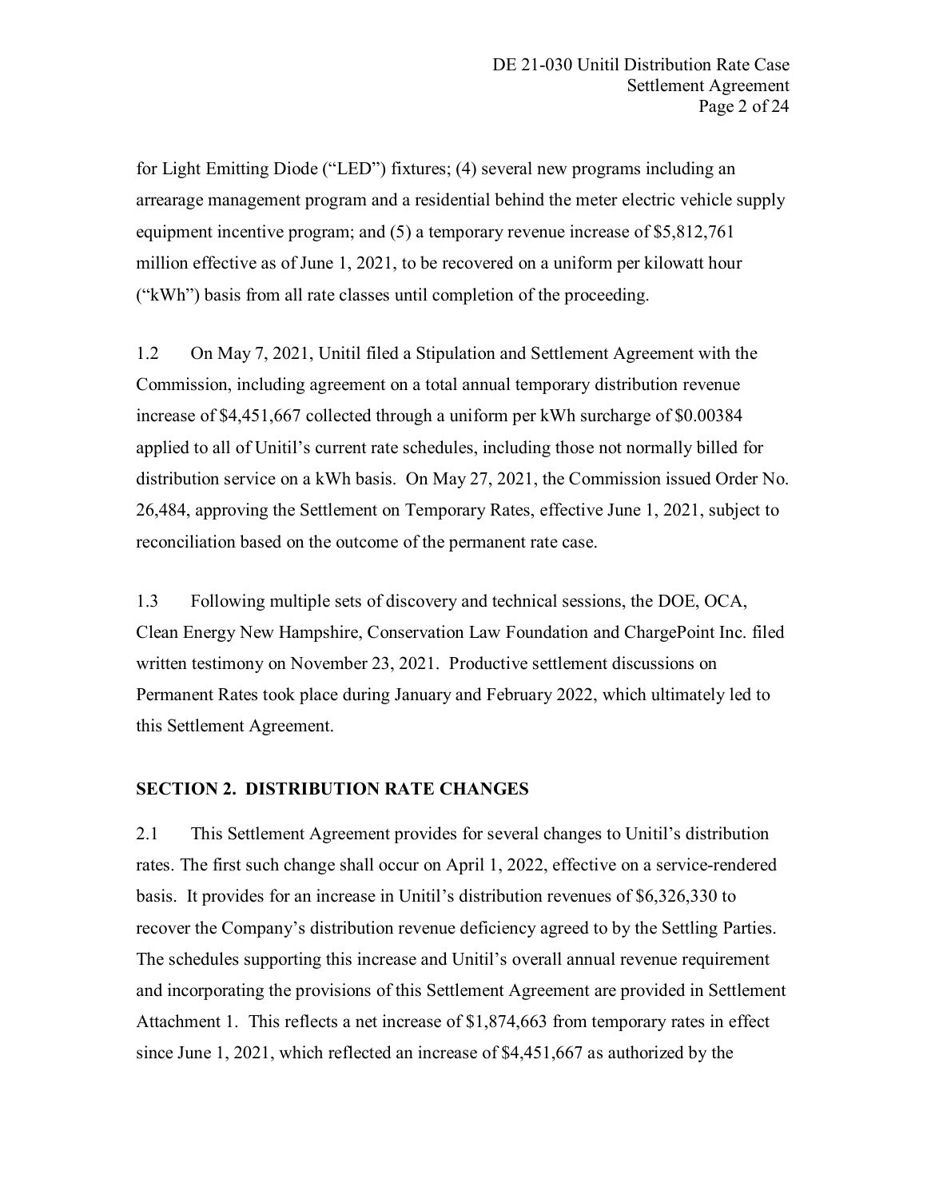for Light Emitting Diode ("LED") fixtures; (4) several new programs including an arrearage management program and a residential behind the meter electric vehicle supply equipment incentive program; and (5) a temporary revenue increase of $5,812,761 million effective as of June 1, 2021, to be recovered on a uniform per kilowatt hour ("kWh") basis from all rate classes until completion of the proceeding.

1.2 On May 7, 2021, Unitil filed a Stipulation and Settlement Agreement with the Commission, including agreement on a total annual temporary distribution revenue increase of $4,451,667 collected through a uniform per kWh surcharge of $0.00384 applied to all of Unitil's current rate schedules, including those not normally billed for distribution service on a kWh basis. On May 27, 2021, the Commission issued Order No. 26,484, approving the Settlement on Temporary Rates, effective June 1, 2021, subject to reconciliation based on the outcome of the permanent rate case.

1.3 Following multiple sets of discovery and technical sessions, the DOE, OCA, Clean Energy New Hampshire, Conservation Law Foundation and ChargePoint Inc. filed written testimony on November 23, 2021. Productive settlement discussions on Permanent Rates took place during January and February 2022, which ultimately led to this Settlement Agreement.

## SECTION 2. DISTRIBUTION RATE CHANGES

2.1 This Settlement Agreement provides for several changes to Unitil's distribution rates. The first such change shall occur on April 1, 2022, effective on a service-rendered basis. It provides for an increase in Unitil's distribution revenues of $6,326,330 to recover the Company's distribution revenue deficiency agreed to by the Settling Parties. The schedules supporting this increase and Unitil's overall annual revenue requirement and incorporating the provisions of this Settlement Agreement are provided in Settlement Attachment 1. This reflects a net increase of $1,874,663 from temporary rates in effect since June 1, 2021, which reflected an increase of $4,451,667 as authorized by the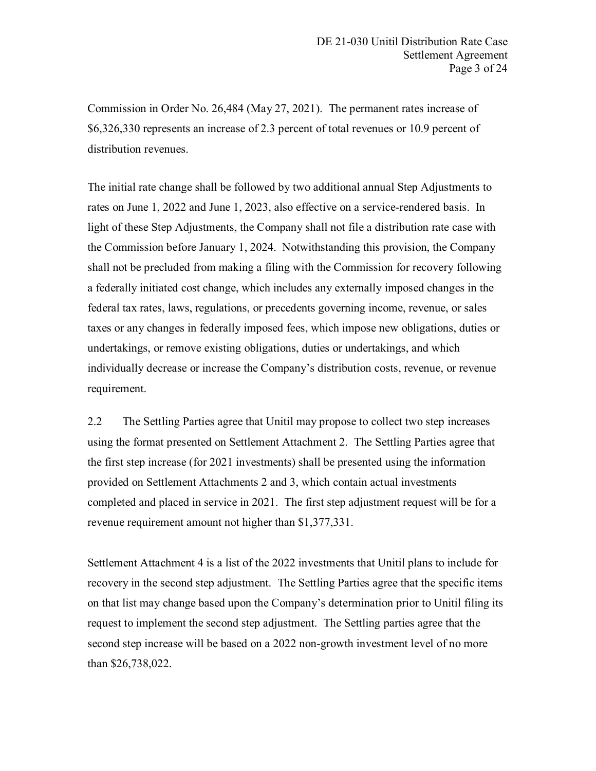Commission in Order No. 26,484 (May 27, 2021). The permanent rates increase of $6,326,330 represents an increase of 2.3 percent of total revenues or 10.9 percent of distribution revenues.

The initial rate change shall be followed by two additional annual Step Adjustments to rates on June 1, 2022 and June 1, 2023, also effective on a service-rendered basis. In light of these Step Adjustments, the Company shall not file a distribution rate case with the Commission before January 1, 2024. Notwithstanding this provision, the Company shall not be precluded from making a filing with the Commission for recovery following a federally initiated cost change, which includes any externally imposed changes in the federal tax rates, laws, regulations, or precedents governing income, revenue, or sales taxes or any changes in federally imposed fees, which impose new obligations, duties or undertakings, or remove existing obligations, duties or undertakings, and which individually decrease or increase the Company's distribution costs, revenue, or revenue requirement.

2.2 The Settling Parties agree that Unitil may propose to collect two step increases using the format presented on Settlement Attachment 2. The Settling Parties agree that the first step increase (for 2021 investments) shall be presented using the information provided on Settlement Attachments 2 and 3, which contain actual investments completed and placed in service in 2021. The first step adjustment request will be for a revenue requirement amount not higher than $1,377,331.

Settlement Attachment 4 is a list of the 2022 investments that Unitil plans to include for recovery in the second step adjustment. The Settling Parties agree that the specific items on that list may change based upon the Company's determination prior to Unitil filing its request to implement the second step adjustment. The Settling parties agree that the second step increase will be based on a 2022 non-growth investment level of no more than $26,738,022.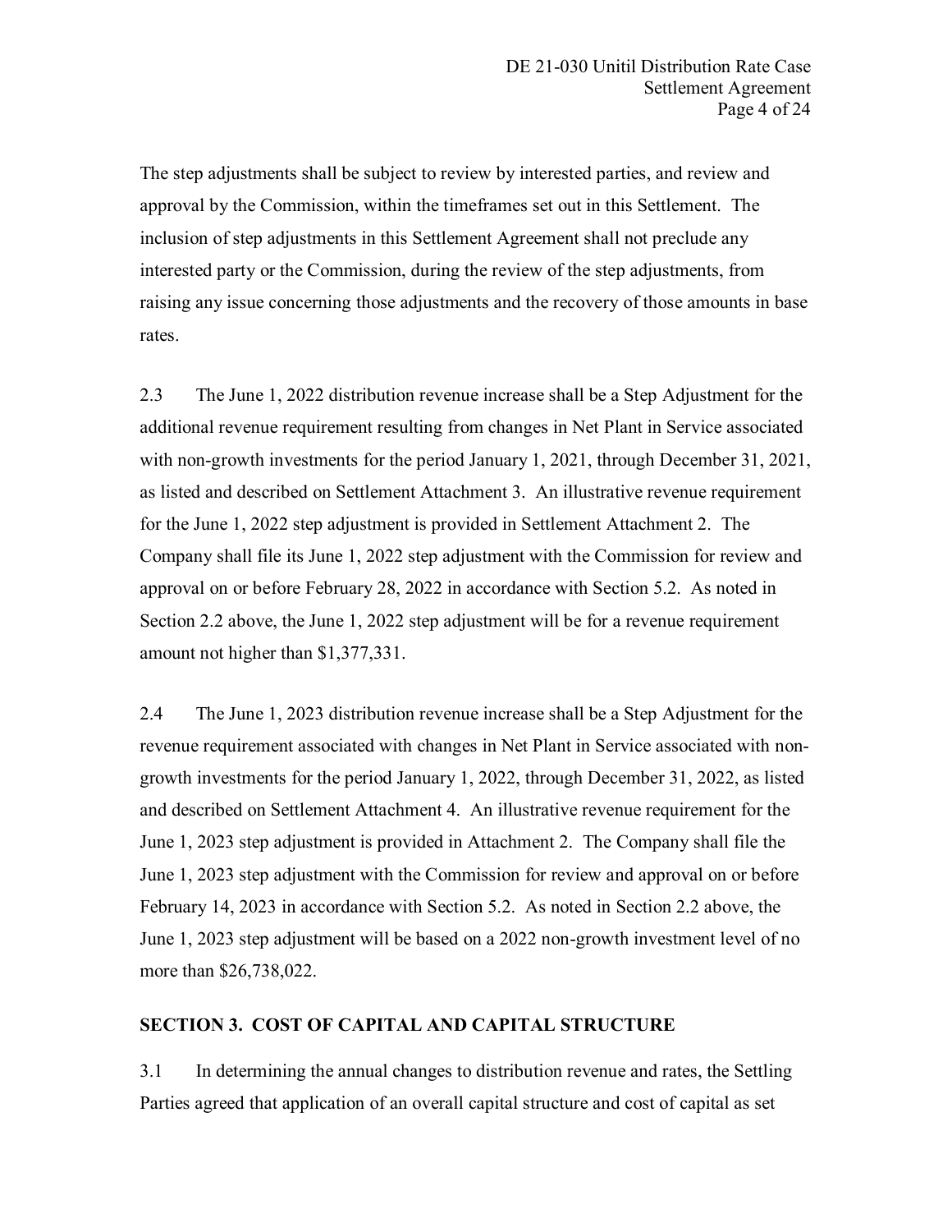The step adjustments shall be subject to review by interested parties, and review and approval by the Commission, within the timeframes set out in this Settlement. The inclusion of step adjustments in this Settlement Agreement shall not preclude any interested party or the Commission, during the review of the step adjustments, from raising any issue concerning those adjustments and the recovery of those amounts in base rates.

2.3 The June 1, 2022 distribution revenue increase shall be a Step Adjustment for the additional revenue requirement resulting from changes in Net Plant in Service associated with non-growth investments for the period January 1, 2021, through December 31, 2021, as listed and described on Settlement Attachment 3. An illustrative revenue requirement for the June 1, 2022 step adjustment is provided in Settlement Attachment 2. The Company shall file its June 1, 2022 step adjustment with the Commission for review and approval on or before February 28, 2022 in accordance with Section 5.2. As noted in Section 2.2 above, the June 1, 2022 step adjustment will be for a revenue requirement amount not higher than $1,377,331.

2.4 The June 1, 2023 distribution revenue increase shall be a Step Adjustment for the revenue requirement associated with changes in Net Plant in Service associated with non-growth investments for the period January 1, 2022, through December 31, 2022, as listed and described on Settlement Attachment 4. An illustrative revenue requirement for the June 1, 2023 step adjustment is provided in Attachment 2. The Company shall file the June 1, 2023 step adjustment with the Commission for review and approval on or before February 14, 2023 in accordance with Section 5.2. As noted in Section 2.2 above, the June 1, 2023 step adjustment will be based on a 2022 non-growth investment level of no more than $26,738,022.

## SECTION 3. COST OF CAPITAL AND CAPITAL STRUCTURE

3.1 In determining the annual changes to distribution revenue and rates, the Settling Parties agreed that application of an overall capital structure and cost of capital as set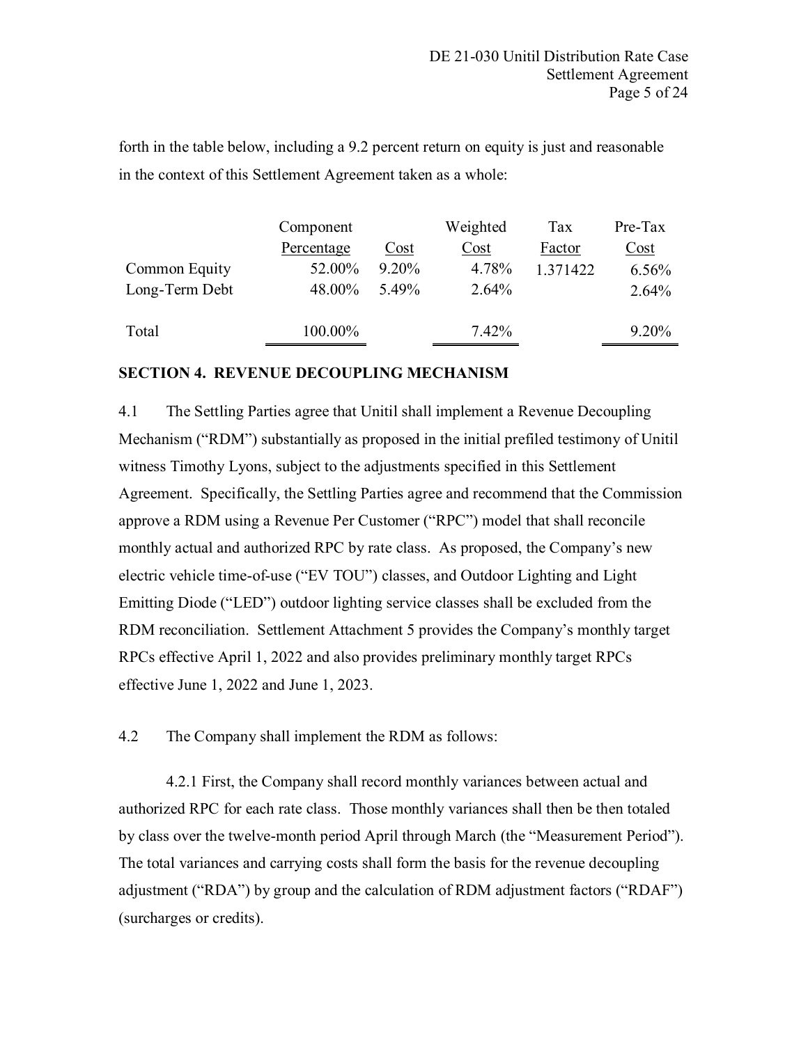forth in the table below, including a 9.2 percent return on equity is just and reasonable in the context of this Settlement Agreement taken as a whole:

| | Component Percentage | Cost | Weighted Cost | Tax Factor | Pre-Tax Cost |
|---|---|---|---|---|---|
| Common Equity | 52.00% | 9.20% | 4.78% | 1.371422 | 6.56% |
| Long-Term Debt | 48.00% | 5.49% | 2.64% | | 2.64% |
| Total | 100.00% | | 7.42% | | 9.20% |

**SECTION 4. REVENUE DECOUPLING MECHANISM**

4.1 The Settling Parties agree that Unitil shall implement a Revenue Decoupling Mechanism ("RDM") substantially as proposed in the initial prefiled testimony of Unitil witness Timothy Lyons, subject to the adjustments specified in this Settlement Agreement. Specifically, the Settling Parties agree and recommend that the Commission approve a RDM using a Revenue Per Customer ("RPC") model that shall reconcile monthly actual and authorized RPC by rate class. As proposed, the Company's new electric vehicle time-of-use ("EV TOU") classes, and Outdoor Lighting and Light Emitting Diode ("LED") outdoor lighting service classes shall be excluded from the RDM reconciliation. Settlement Attachment 5 provides the Company's monthly target RPCs effective April 1, 2022 and also provides preliminary monthly target RPCs effective June 1, 2022 and June 1, 2023.

4.2 The Company shall implement the RDM as follows:

4.2.1 First, the Company shall record monthly variances between actual and authorized RPC for each rate class. Those monthly variances shall then be then totaled by class over the twelve-month period April through March (the "Measurement Period"). The total variances and carrying costs shall form the basis for the revenue decoupling adjustment ("RDA") by group and the calculation of RDM adjustment factors ("RDAF") (surcharges or credits).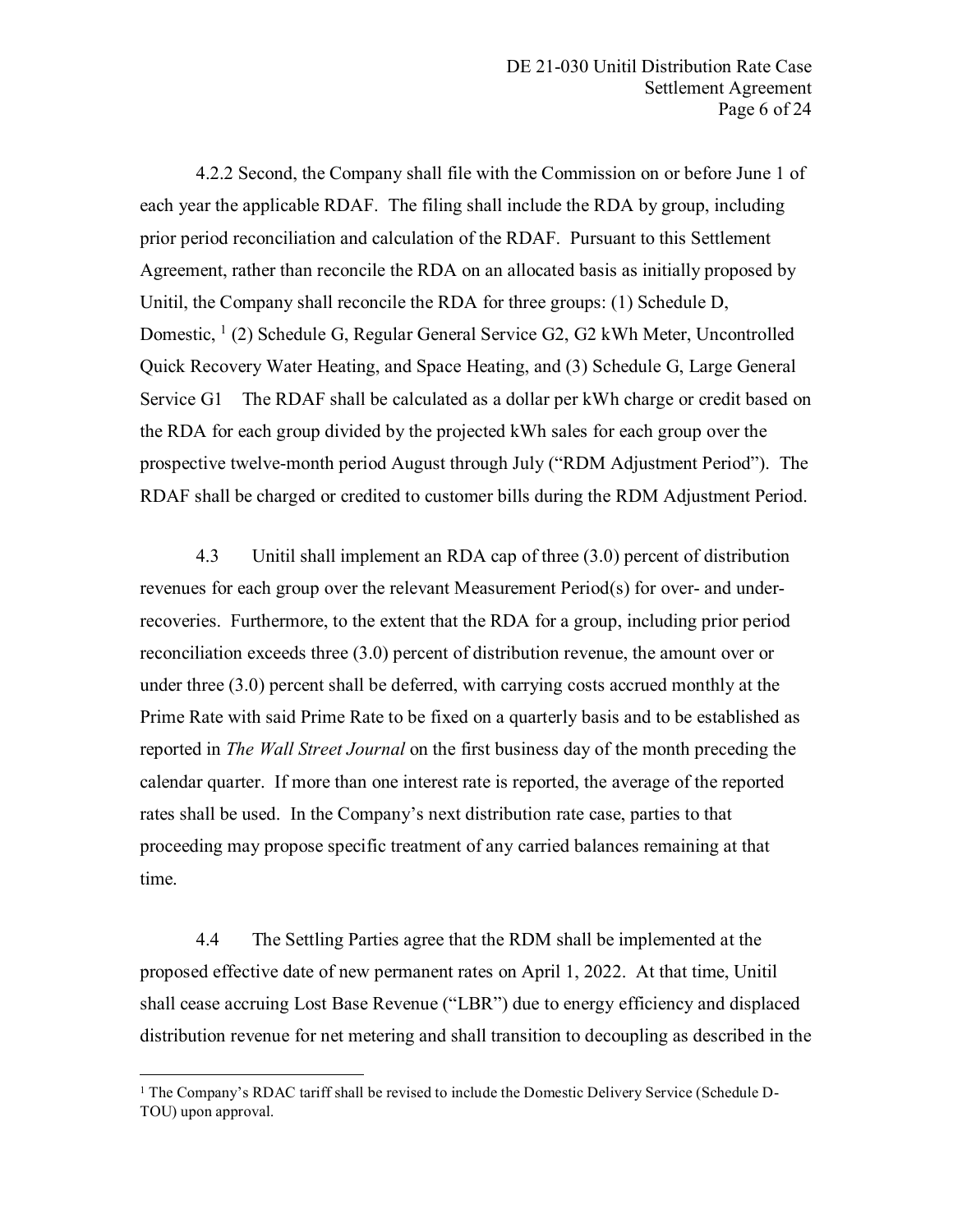4.2.2 Second, the Company shall file with the Commission on or before June 1 of each year the applicable RDAF. The filing shall include the RDA by group, including prior period reconciliation and calculation of the RDAF. Pursuant to this Settlement Agreement, rather than reconcile the RDA on an allocated basis as initially proposed by Unitil, the Company shall reconcile the RDA for three groups: (1) Schedule D, Domestic, [1] (2) Schedule G, Regular General Service G2, G2 kWh Meter, Uncontrolled Quick Recovery Water Heating, and Space Heating, and (3) Schedule G, Large General Service G1 The RDAF shall be calculated as a dollar per kWh charge or credit based on the RDA for each group divided by the projected kWh sales for each group over the prospective twelve-month period August through July ("RDM Adjustment Period"). The RDAF shall be charged or credited to customer bills during the RDM Adjustment Period.

4.3 Unitil shall implement an RDA cap of three (3.0) percent of distribution revenues for each group over the relevant Measurement Period(s) for over- and under-recoveries. Furthermore, to the extent that the RDA for a group, including prior period reconciliation exceeds three (3.0) percent of distribution revenue, the amount over or under three (3.0) percent shall be deferred, with carrying costs accrued monthly at the Prime Rate with said Prime Rate to be fixed on a quarterly basis and to be established as reported in *The Wall Street Journal* on the first business day of the month preceding the calendar quarter. If more than one interest rate is reported, the average of the reported rates shall be used. In the Company's next distribution rate case, parties to that proceeding may propose specific treatment of any carried balances remaining at that time.

4.4 The Settling Parties agree that the RDM shall be implemented at the proposed effective date of new permanent rates on April 1, 2022. At that time, Unitil shall cease accruing Lost Base Revenue ("LBR") due to energy efficiency and displaced distribution revenue for net metering and shall transition to decoupling as described in the

---

[1] The Company's RDAC tariff shall be revised to include the Domestic Delivery Service (Schedule D-TOU) upon approval.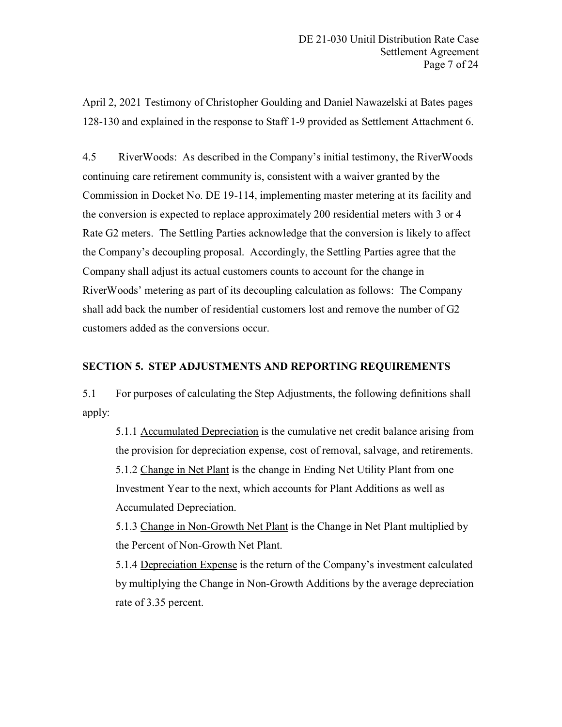April 2, 2021 Testimony of Christopher Goulding and Daniel Nawazelski at Bates pages 128-130 and explained in the response to Staff 1-9 provided as Settlement Attachment 6.

4.5 RiverWoods: As described in the Company's initial testimony, the RiverWoods continuing care retirement community is, consistent with a waiver granted by the Commission in Docket No. DE 19-114, implementing master metering at its facility and the conversion is expected to replace approximately 200 residential meters with 3 or 4 Rate G2 meters. The Settling Parties acknowledge that the conversion is likely to affect the Company's decoupling proposal. Accordingly, the Settling Parties agree that the Company shall adjust its actual customers counts to account for the change in RiverWoods' metering as part of its decoupling calculation as follows: The Company shall add back the number of residential customers lost and remove the number of G2 customers added as the conversions occur.

## SECTION 5. STEP ADJUSTMENTS AND REPORTING REQUIREMENTS

5.1 For purposes of calculating the Step Adjustments, the following definitions shall apply:

5.1.1 Accumulated Depreciation is the cumulative net credit balance arising from the provision for depreciation expense, cost of removal, salvage, and retirements.

5.1.2 Change in Net Plant is the change in Ending Net Utility Plant from one Investment Year to the next, which accounts for Plant Additions as well as Accumulated Depreciation.

5.1.3 Change in Non-Growth Net Plant is the Change in Net Plant multiplied by the Percent of Non-Growth Net Plant.

5.1.4 Depreciation Expense is the return of the Company's investment calculated by multiplying the Change in Non-Growth Additions by the average depreciation rate of 3.35 percent.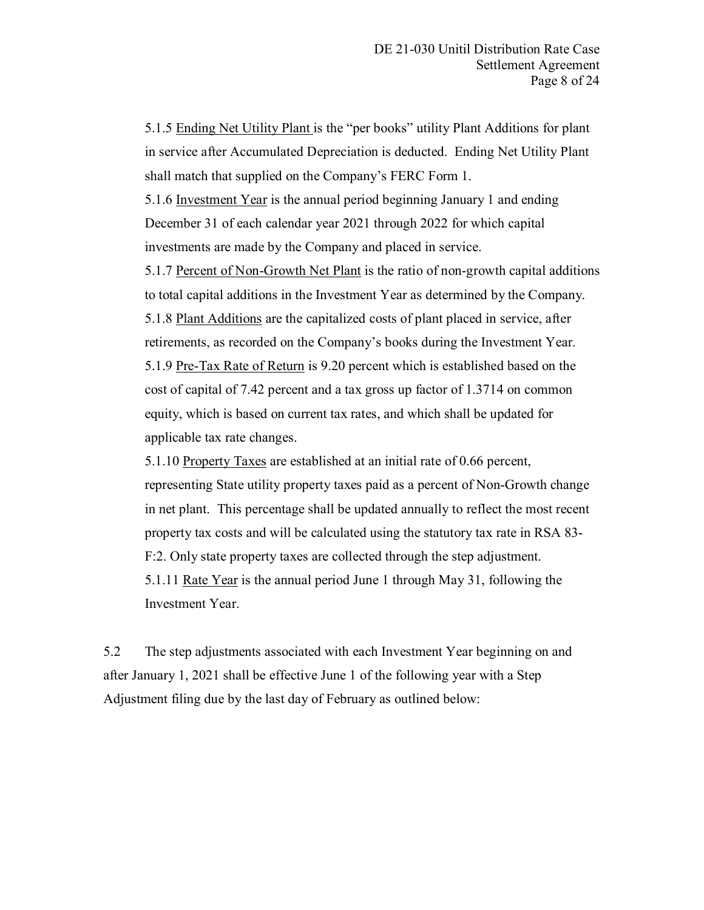5.1.5 Ending Net Utility Plant is the "per books" utility Plant Additions for plant in service after Accumulated Depreciation is deducted. Ending Net Utility Plant shall match that supplied on the Company's FERC Form 1.

5.1.6 Investment Year is the annual period beginning January 1 and ending December 31 of each calendar year 2021 through 2022 for which capital investments are made by the Company and placed in service.

5.1.7 Percent of Non-Growth Net Plant is the ratio of non-growth capital additions to total capital additions in the Investment Year as determined by the Company.

5.1.8 Plant Additions are the capitalized costs of plant placed in service, after retirements, as recorded on the Company's books during the Investment Year.

5.1.9 Pre-Tax Rate of Return is 9.20 percent which is established based on the cost of capital of 7.42 percent and a tax gross up factor of 1.3714 on common equity, which is based on current tax rates, and which shall be updated for applicable tax rate changes.

5.1.10 Property Taxes are established at an initial rate of 0.66 percent, representing State utility property taxes paid as a percent of Non-Growth change in net plant. This percentage shall be updated annually to reflect the most recent property tax costs and will be calculated using the statutory tax rate in RSA 83-F:2. Only state property taxes are collected through the step adjustment.

5.1.11 Rate Year is the annual period June 1 through May 31, following the Investment Year.

5.2 The step adjustments associated with each Investment Year beginning on and after January 1, 2021 shall be effective June 1 of the following year with a Step Adjustment filing due by the last day of February as outlined below: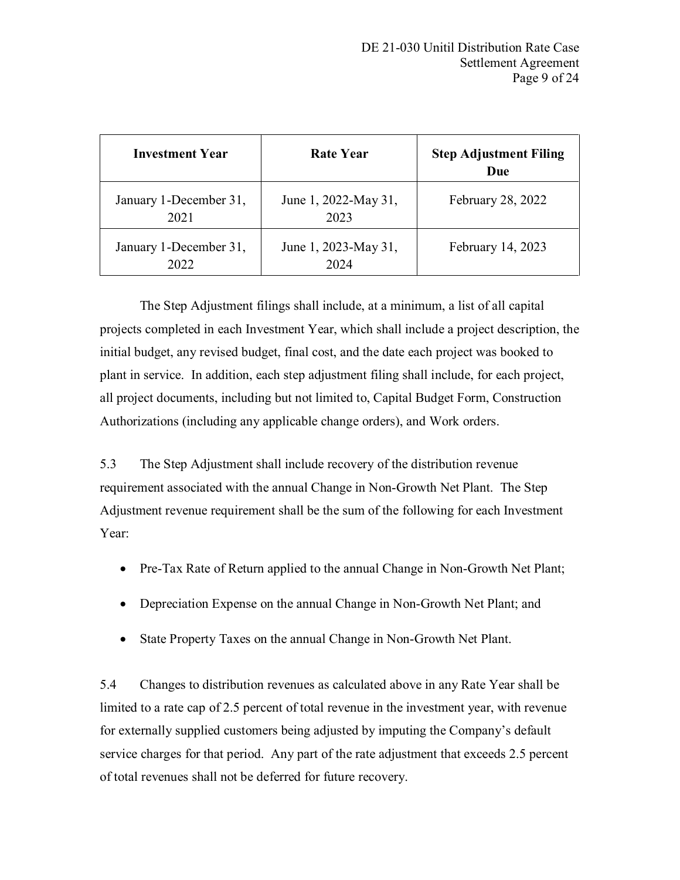| Investment Year | Rate Year | Step Adjustment Filing Due |
|---|---|---|
| January 1-December 31, 2021 | June 1, 2022-May 31, 2023 | February 28, 2022 |
| January 1-December 31, 2022 | June 1, 2023-May 31, 2024 | February 14, 2023 |

The Step Adjustment filings shall include, at a minimum, a list of all capital projects completed in each Investment Year, which shall include a project description, the initial budget, any revised budget, final cost, and the date each project was booked to plant in service. In addition, each step adjustment filing shall include, for each project, all project documents, including but not limited to, Capital Budget Form, Construction Authorizations (including any applicable change orders), and Work orders.

5.3 The Step Adjustment shall include recovery of the distribution revenue requirement associated with the annual Change in Non-Growth Net Plant. The Step Adjustment revenue requirement shall be the sum of the following for each Investment Year:

- Pre-Tax Rate of Return applied to the annual Change in Non-Growth Net Plant;
- Depreciation Expense on the annual Change in Non-Growth Net Plant; and
- State Property Taxes on the annual Change in Non-Growth Net Plant.

5.4 Changes to distribution revenues as calculated above in any Rate Year shall be limited to a rate cap of 2.5 percent of total revenue in the investment year, with revenue for externally supplied customers being adjusted by imputing the Company's default service charges for that period. Any part of the rate adjustment that exceeds 2.5 percent of total revenues shall not be deferred for future recovery.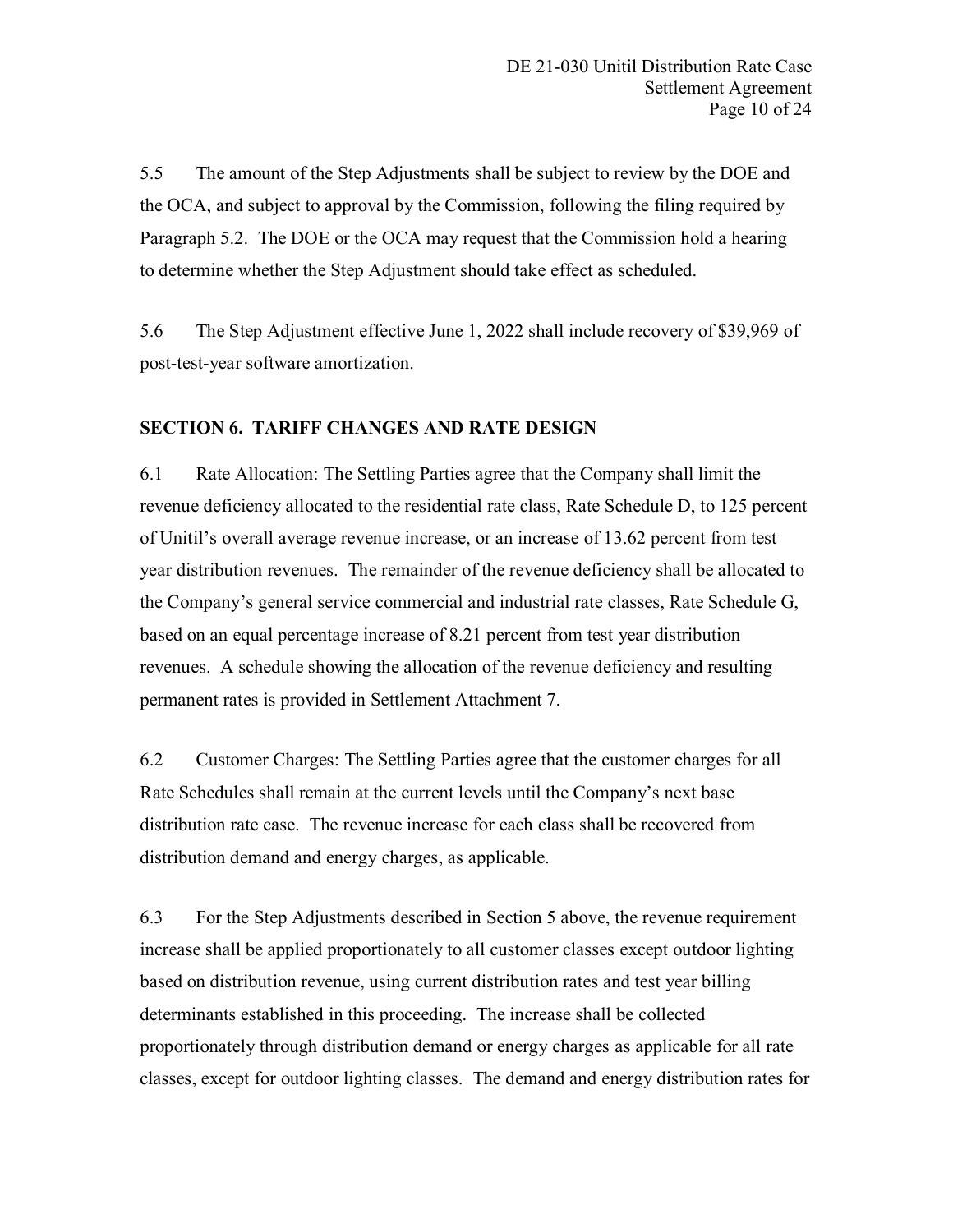5.5 The amount of the Step Adjustments shall be subject to review by the DOE and the OCA, and subject to approval by the Commission, following the filing required by Paragraph 5.2. The DOE or the OCA may request that the Commission hold a hearing to determine whether the Step Adjustment should take effect as scheduled.

5.6 The Step Adjustment effective June 1, 2022 shall include recovery of $39,969 of post-test-year software amortization.

## SECTION 6. TARIFF CHANGES AND RATE DESIGN

6.1 Rate Allocation: The Settling Parties agree that the Company shall limit the revenue deficiency allocated to the residential rate class, Rate Schedule D, to 125 percent of Unitil's overall average revenue increase, or an increase of 13.62 percent from test year distribution revenues. The remainder of the revenue deficiency shall be allocated to the Company's general service commercial and industrial rate classes, Rate Schedule G, based on an equal percentage increase of 8.21 percent from test year distribution revenues. A schedule showing the allocation of the revenue deficiency and resulting permanent rates is provided in Settlement Attachment 7.

6.2 Customer Charges: The Settling Parties agree that the customer charges for all Rate Schedules shall remain at the current levels until the Company's next base distribution rate case. The revenue increase for each class shall be recovered from distribution demand and energy charges, as applicable.

6.3 For the Step Adjustments described in Section 5 above, the revenue requirement increase shall be applied proportionately to all customer classes except outdoor lighting based on distribution revenue, using current distribution rates and test year billing determinants established in this proceeding. The increase shall be collected proportionately through distribution demand or energy charges as applicable for all rate classes, except for outdoor lighting classes. The demand and energy distribution rates for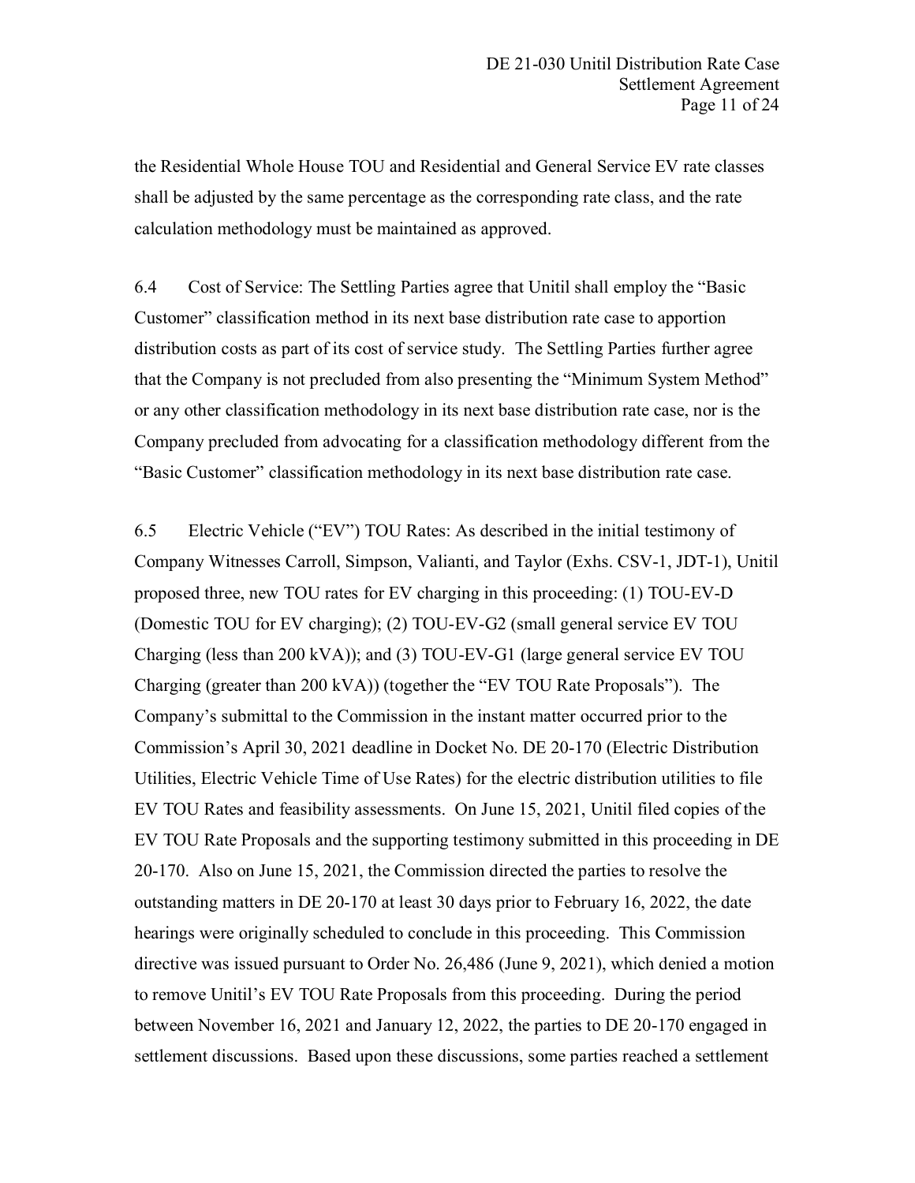the Residential Whole House TOU and Residential and General Service EV rate classes shall be adjusted by the same percentage as the corresponding rate class, and the rate calculation methodology must be maintained as approved.

6.4 Cost of Service: The Settling Parties agree that Unitil shall employ the "Basic Customer" classification method in its next base distribution rate case to apportion distribution costs as part of its cost of service study. The Settling Parties further agree that the Company is not precluded from also presenting the "Minimum System Method" or any other classification methodology in its next base distribution rate case, nor is the Company precluded from advocating for a classification methodology different from the "Basic Customer" classification methodology in its next base distribution rate case.

6.5 Electric Vehicle ("EV") TOU Rates: As described in the initial testimony of Company Witnesses Carroll, Simpson, Valianti, and Taylor (Exhs. CSV-1, JDT-1), Unitil proposed three, new TOU rates for EV charging in this proceeding: (1) TOU-EV-D (Domestic TOU for EV charging); (2) TOU-EV-G2 (small general service EV TOU Charging (less than 200 kVA)); and (3) TOU-EV-G1 (large general service EV TOU Charging (greater than 200 kVA)) (together the "EV TOU Rate Proposals"). The Company's submittal to the Commission in the instant matter occurred prior to the Commission's April 30, 2021 deadline in Docket No. DE 20-170 (Electric Distribution Utilities, Electric Vehicle Time of Use Rates) for the electric distribution utilities to file EV TOU Rates and feasibility assessments. On June 15, 2021, Unitil filed copies of the EV TOU Rate Proposals and the supporting testimony submitted in this proceeding in DE 20-170. Also on June 15, 2021, the Commission directed the parties to resolve the outstanding matters in DE 20-170 at least 30 days prior to February 16, 2022, the date hearings were originally scheduled to conclude in this proceeding. This Commission directive was issued pursuant to Order No. 26,486 (June 9, 2021), which denied a motion to remove Unitil's EV TOU Rate Proposals from this proceeding. During the period between November 16, 2021 and January 12, 2022, the parties to DE 20-170 engaged in settlement discussions. Based upon these discussions, some parties reached a settlement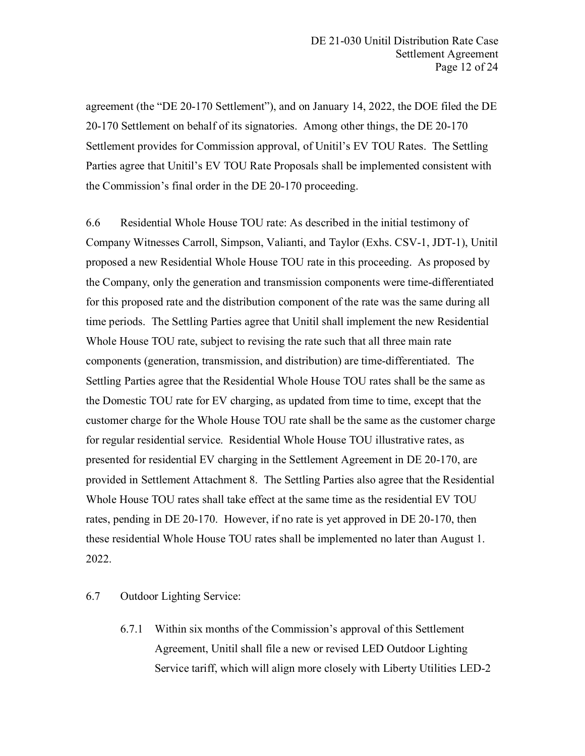agreement (the "DE 20-170 Settlement"), and on January 14, 2022, the DOE filed the DE 20-170 Settlement on behalf of its signatories. Among other things, the DE 20-170 Settlement provides for Commission approval, of Unitil's EV TOU Rates. The Settling Parties agree that Unitil's EV TOU Rate Proposals shall be implemented consistent with the Commission's final order in the DE 20-170 proceeding.

6.6 Residential Whole House TOU rate: As described in the initial testimony of Company Witnesses Carroll, Simpson, Valianti, and Taylor (Exhs. CSV-1, JDT-1), Unitil proposed a new Residential Whole House TOU rate in this proceeding. As proposed by the Company, only the generation and transmission components were time-differentiated for this proposed rate and the distribution component of the rate was the same during all time periods. The Settling Parties agree that Unitil shall implement the new Residential Whole House TOU rate, subject to revising the rate such that all three main rate components (generation, transmission, and distribution) are time-differentiated. The Settling Parties agree that the Residential Whole House TOU rates shall be the same as the Domestic TOU rate for EV charging, as updated from time to time, except that the customer charge for the Whole House TOU rate shall be the same as the customer charge for regular residential service. Residential Whole House TOU illustrative rates, as presented for residential EV charging in the Settlement Agreement in DE 20-170, are provided in Settlement Attachment 8. The Settling Parties also agree that the Residential Whole House TOU rates shall take effect at the same time as the residential EV TOU rates, pending in DE 20-170. However, if no rate is yet approved in DE 20-170, then these residential Whole House TOU rates shall be implemented no later than August 1. 2022.

6.7 Outdoor Lighting Service:

6.7.1 Within six months of the Commission's approval of this Settlement Agreement, Unitil shall file a new or revised LED Outdoor Lighting Service tariff, which will align more closely with Liberty Utilities LED-2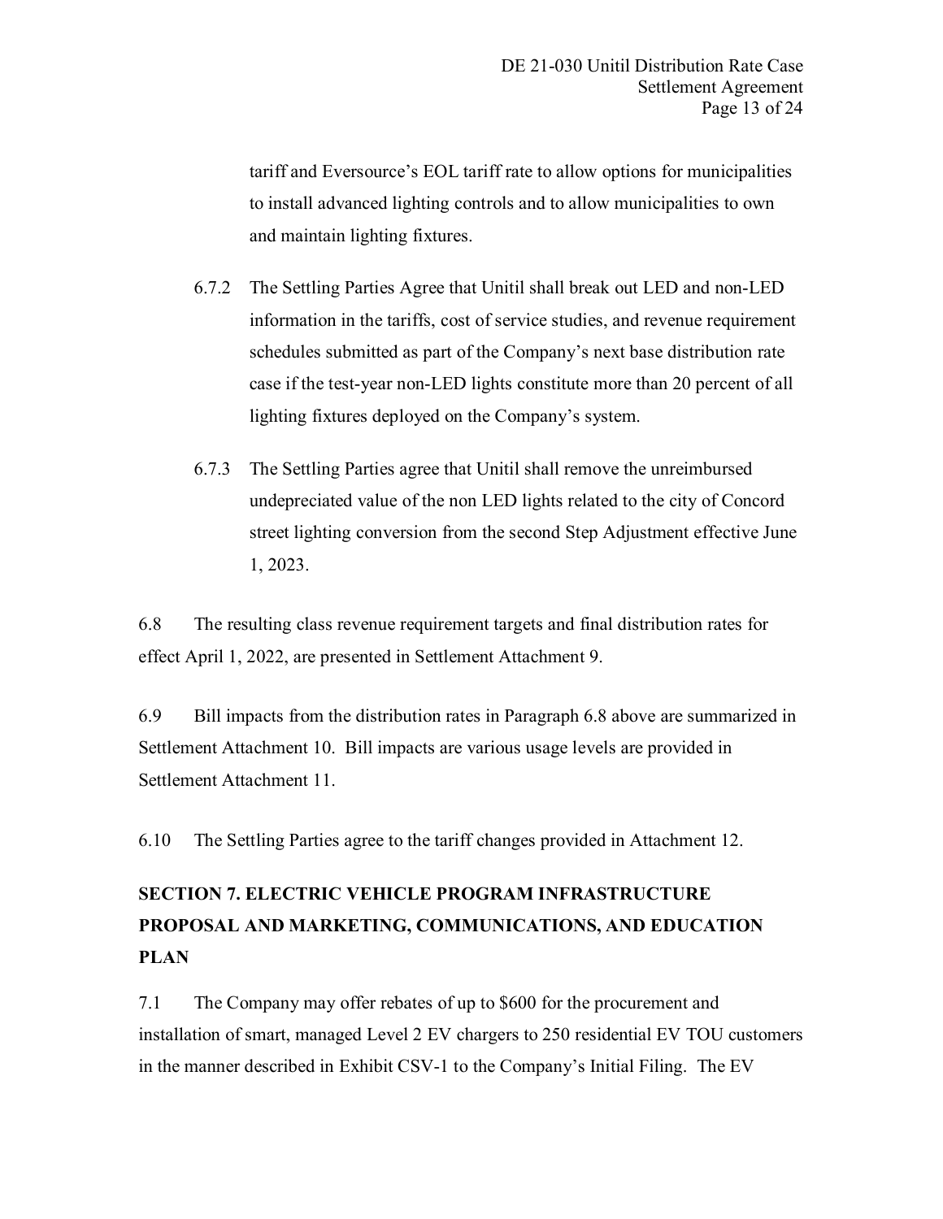tariff and Eversource's EOL tariff rate to allow options for municipalities to install advanced lighting controls and to allow municipalities to own and maintain lighting fixtures.

6.7.2 The Settling Parties Agree that Unitil shall break out LED and non-LED information in the tariffs, cost of service studies, and revenue requirement schedules submitted as part of the Company's next base distribution rate case if the test-year non-LED lights constitute more than 20 percent of all lighting fixtures deployed on the Company's system.

6.7.3 The Settling Parties agree that Unitil shall remove the unreimbursed undepreciated value of the non LED lights related to the city of Concord street lighting conversion from the second Step Adjustment effective June 1, 2023.

6.8 The resulting class revenue requirement targets and final distribution rates for effect April 1, 2022, are presented in Settlement Attachment 9.

6.9 Bill impacts from the distribution rates in Paragraph 6.8 above are summarized in Settlement Attachment 10. Bill impacts are various usage levels are provided in Settlement Attachment 11.

6.10 The Settling Parties agree to the tariff changes provided in Attachment 12.

## SECTION 7. ELECTRIC VEHICLE PROGRAM INFRASTRUCTURE PROPOSAL AND MARKETING, COMMUNICATIONS, AND EDUCATION PLAN

7.1 The Company may offer rebates of up to $600 for the procurement and installation of smart, managed Level 2 EV chargers to 250 residential EV TOU customers in the manner described in Exhibit CSV-1 to the Company's Initial Filing. The EV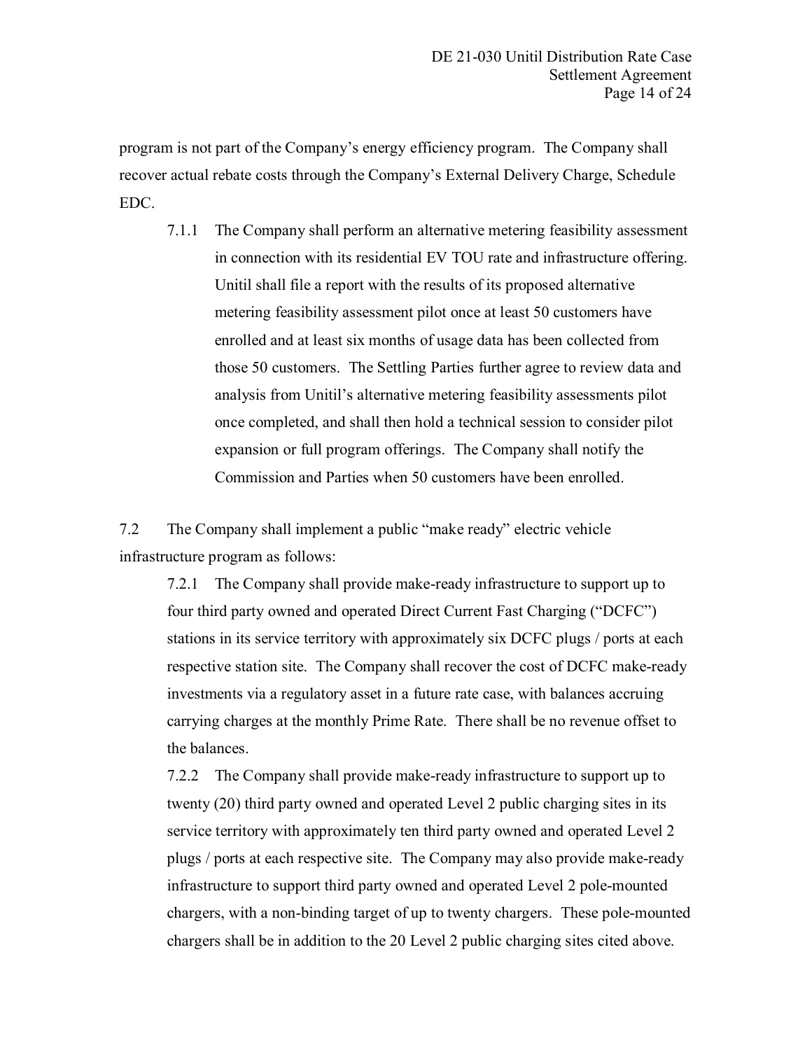program is not part of the Company's energy efficiency program. The Company shall recover actual rebate costs through the Company's External Delivery Charge, Schedule EDC.

7.1.1 The Company shall perform an alternative metering feasibility assessment in connection with its residential EV TOU rate and infrastructure offering. Unitil shall file a report with the results of its proposed alternative metering feasibility assessment pilot once at least 50 customers have enrolled and at least six months of usage data has been collected from those 50 customers. The Settling Parties further agree to review data and analysis from Unitil's alternative metering feasibility assessments pilot once completed, and shall then hold a technical session to consider pilot expansion or full program offerings. The Company shall notify the Commission and Parties when 50 customers have been enrolled.

7.2 The Company shall implement a public "make ready" electric vehicle infrastructure program as follows:

7.2.1 The Company shall provide make-ready infrastructure to support up to four third party owned and operated Direct Current Fast Charging ("DCFC") stations in its service territory with approximately six DCFC plugs / ports at each respective station site. The Company shall recover the cost of DCFC make-ready investments via a regulatory asset in a future rate case, with balances accruing carrying charges at the monthly Prime Rate. There shall be no revenue offset to the balances.

7.2.2 The Company shall provide make-ready infrastructure to support up to twenty (20) third party owned and operated Level 2 public charging sites in its service territory with approximately ten third party owned and operated Level 2 plugs / ports at each respective site. The Company may also provide make-ready infrastructure to support third party owned and operated Level 2 pole-mounted chargers, with a non-binding target of up to twenty chargers. These pole-mounted chargers shall be in addition to the 20 Level 2 public charging sites cited above.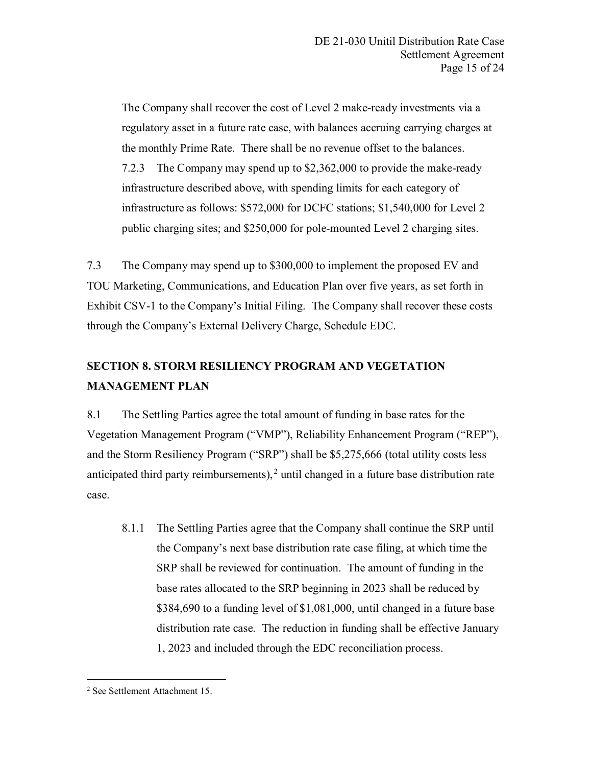The Company shall recover the cost of Level 2 make-ready investments via a regulatory asset in a future rate case, with balances accruing carrying charges at the monthly Prime Rate. There shall be no revenue offset to the balances.

7.2.3 The Company may spend up to $2,362,000 to provide the make-ready infrastructure described above, with spending limits for each category of infrastructure as follows: $572,000 for DCFC stations; $1,540,000 for Level 2 public charging sites; and $250,000 for pole-mounted Level 2 charging sites.

7.3 The Company may spend up to $300,000 to implement the proposed EV and TOU Marketing, Communications, and Education Plan over five years, as set forth in Exhibit CSV-1 to the Company's Initial Filing. The Company shall recover these costs through the Company's External Delivery Charge, Schedule EDC.

## SECTION 8. STORM RESILIENCY PROGRAM AND VEGETATION MANAGEMENT PLAN

8.1 The Settling Parties agree the total amount of funding in base rates for the Vegetation Management Program ("VMP"), Reliability Enhancement Program ("REP"), and the Storm Resiliency Program ("SRP") shall be $5,275,666 (total utility costs less anticipated third party reimbursements),[2] until changed in a future base distribution rate case.

8.1.1 The Settling Parties agree that the Company shall continue the SRP until the Company's next base distribution rate case filing, at which time the SRP shall be reviewed for continuation. The amount of funding in the base rates allocated to the SRP beginning in 2023 shall be reduced by $384,690 to a funding level of $1,081,000, until changed in a future base distribution rate case. The reduction in funding shall be effective January 1, 2023 and included through the EDC reconciliation process.

[2] See Settlement Attachment 15.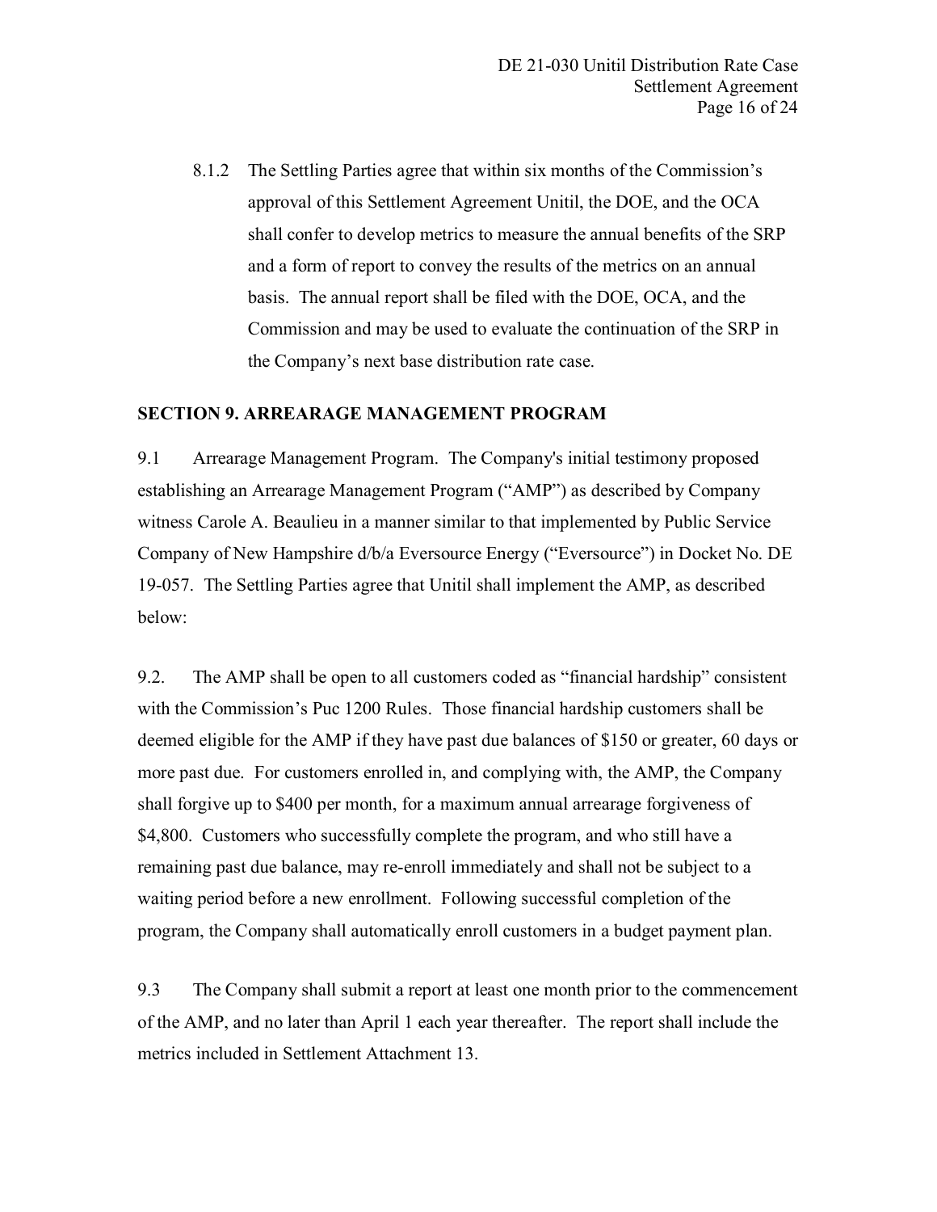8.1.2 The Settling Parties agree that within six months of the Commission's approval of this Settlement Agreement Unitil, the DOE, and the OCA shall confer to develop metrics to measure the annual benefits of the SRP and a form of report to convey the results of the metrics on an annual basis. The annual report shall be filed with the DOE, OCA, and the Commission and may be used to evaluate the continuation of the SRP in the Company's next base distribution rate case.

## SECTION 9. ARREARAGE MANAGEMENT PROGRAM

9.1 Arrearage Management Program. The Company's initial testimony proposed establishing an Arrearage Management Program ("AMP") as described by Company witness Carole A. Beaulieu in a manner similar to that implemented by Public Service Company of New Hampshire d/b/a Eversource Energy ("Eversource") in Docket No. DE 19-057. The Settling Parties agree that Unitil shall implement the AMP, as described below:

9.2. The AMP shall be open to all customers coded as "financial hardship" consistent with the Commission's Puc 1200 Rules. Those financial hardship customers shall be deemed eligible for the AMP if they have past due balances of $150 or greater, 60 days or more past due. For customers enrolled in, and complying with, the AMP, the Company shall forgive up to $400 per month, for a maximum annual arrearage forgiveness of $4,800. Customers who successfully complete the program, and who still have a remaining past due balance, may re-enroll immediately and shall not be subject to a waiting period before a new enrollment. Following successful completion of the program, the Company shall automatically enroll customers in a budget payment plan.

9.3 The Company shall submit a report at least one month prior to the commencement of the AMP, and no later than April 1 each year thereafter. The report shall include the metrics included in Settlement Attachment 13.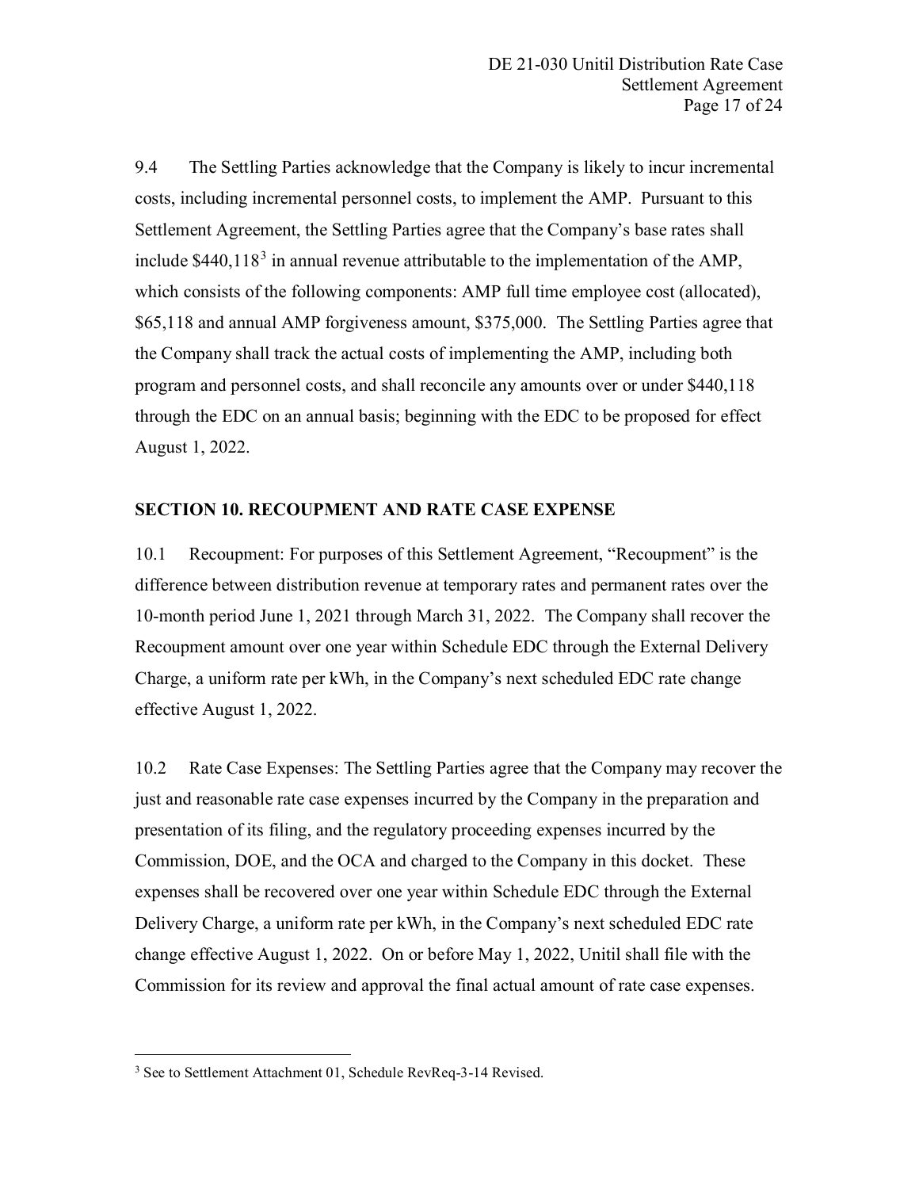9.4 The Settling Parties acknowledge that the Company is likely to incur incremental costs, including incremental personnel costs, to implement the AMP. Pursuant to this Settlement Agreement, the Settling Parties agree that the Company's base rates shall include $440,118[3] in annual revenue attributable to the implementation of the AMP, which consists of the following components: AMP full time employee cost (allocated), $65,118 and annual AMP forgiveness amount, $375,000. The Settling Parties agree that the Company shall track the actual costs of implementing the AMP, including both program and personnel costs, and shall reconcile any amounts over or under $440,118 through the EDC on an annual basis; beginning with the EDC to be proposed for effect August 1, 2022.

## SECTION 10. RECOUPMENT AND RATE CASE EXPENSE

10.1 Recoupment: For purposes of this Settlement Agreement, "Recoupment" is the difference between distribution revenue at temporary rates and permanent rates over the 10-month period June 1, 2021 through March 31, 2022. The Company shall recover the Recoupment amount over one year within Schedule EDC through the External Delivery Charge, a uniform rate per kWh, in the Company's next scheduled EDC rate change effective August 1, 2022.

10.2 Rate Case Expenses: The Settling Parties agree that the Company may recover the just and reasonable rate case expenses incurred by the Company in the preparation and presentation of its filing, and the regulatory proceeding expenses incurred by the Commission, DOE, and the OCA and charged to the Company in this docket. These expenses shall be recovered over one year within Schedule EDC through the External Delivery Charge, a uniform rate per kWh, in the Company's next scheduled EDC rate change effective August 1, 2022. On or before May 1, 2022, Unitil shall file with the Commission for its review and approval the final actual amount of rate case expenses.

[3] See to Settlement Attachment 01, Schedule RevReq-3-14 Revised.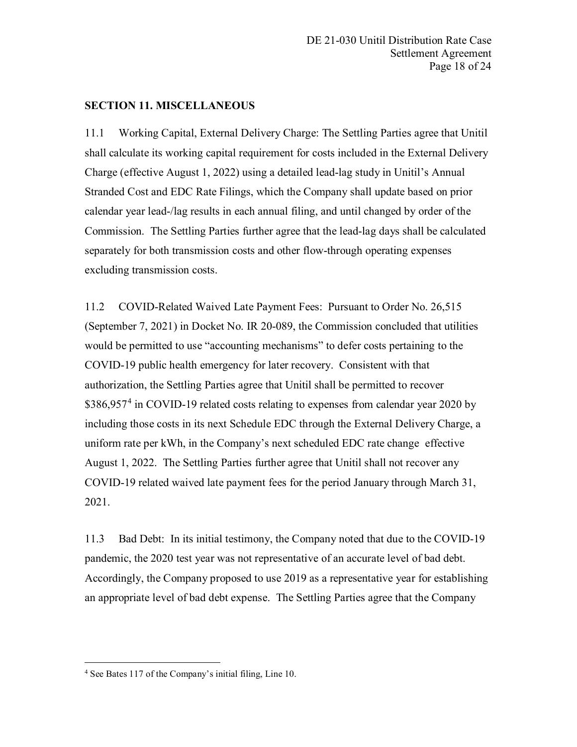## SECTION 11. MISCELLANEOUS

11.1 Working Capital, External Delivery Charge: The Settling Parties agree that Unitil shall calculate its working capital requirement for costs included in the External Delivery Charge (effective August 1, 2022) using a detailed lead-lag study in Unitil's Annual Stranded Cost and EDC Rate Filings, which the Company shall update based on prior calendar year lead-/lag results in each annual filing, and until changed by order of the Commission. The Settling Parties further agree that the lead-lag days shall be calculated separately for both transmission costs and other flow-through operating expenses excluding transmission costs.

11.2 COVID-Related Waived Late Payment Fees: Pursuant to Order No. 26,515 (September 7, 2021) in Docket No. IR 20-089, the Commission concluded that utilities would be permitted to use "accounting mechanisms" to defer costs pertaining to the COVID-19 public health emergency for later recovery. Consistent with that authorization, the Settling Parties agree that Unitil shall be permitted to recover $386,957[4] in COVID-19 related costs relating to expenses from calendar year 2020 by including those costs in its next Schedule EDC through the External Delivery Charge, a uniform rate per kWh, in the Company's next scheduled EDC rate change effective August 1, 2022. The Settling Parties further agree that Unitil shall not recover any COVID-19 related waived late payment fees for the period January through March 31, 2021.

11.3 Bad Debt: In its initial testimony, the Company noted that due to the COVID-19 pandemic, the 2020 test year was not representative of an accurate level of bad debt. Accordingly, the Company proposed to use 2019 as a representative year for establishing an appropriate level of bad debt expense. The Settling Parties agree that the Company

[4] See Bates 117 of the Company's initial filing, Line 10.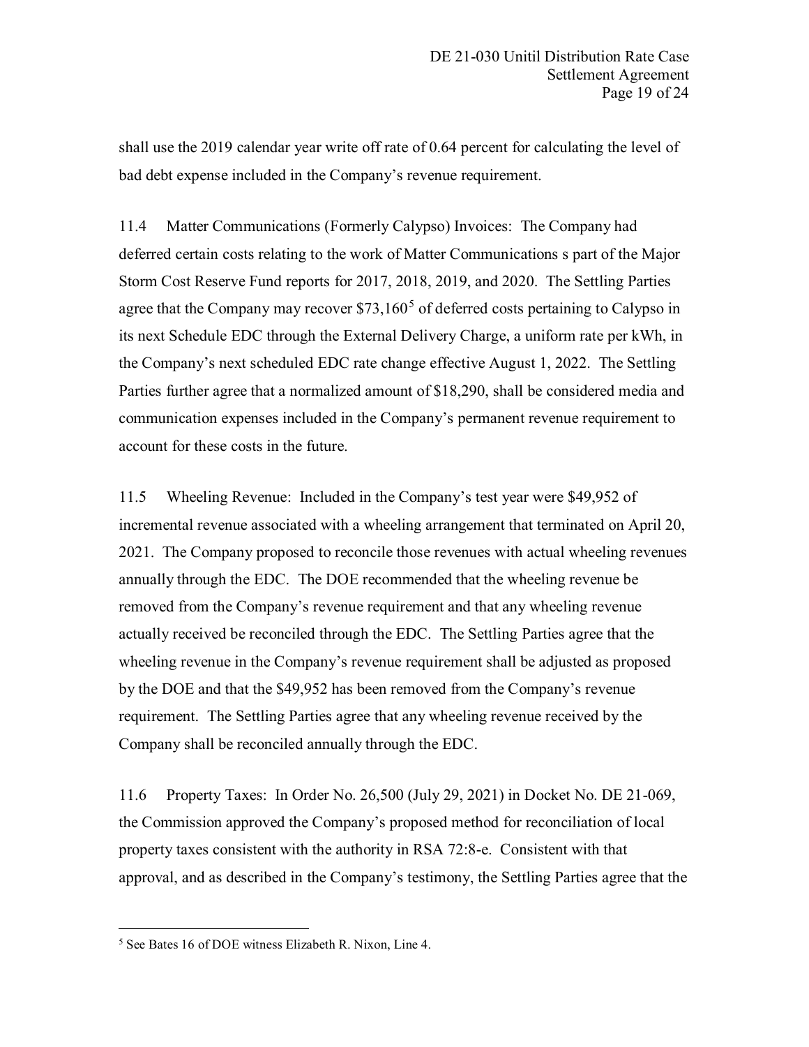shall use the 2019 calendar year write off rate of 0.64 percent for calculating the level of bad debt expense included in the Company's revenue requirement.

11.4 Matter Communications (Formerly Calypso) Invoices: The Company had deferred certain costs relating to the work of Matter Communications s part of the Major Storm Cost Reserve Fund reports for 2017, 2018, 2019, and 2020. The Settling Parties agree that the Company may recover $73,160[5] of deferred costs pertaining to Calypso in its next Schedule EDC through the External Delivery Charge, a uniform rate per kWh, in the Company's next scheduled EDC rate change effective August 1, 2022. The Settling Parties further agree that a normalized amount of $18,290, shall be considered media and communication expenses included in the Company's permanent revenue requirement to account for these costs in the future.

11.5 Wheeling Revenue: Included in the Company's test year were $49,952 of incremental revenue associated with a wheeling arrangement that terminated on April 20, 2021. The Company proposed to reconcile those revenues with actual wheeling revenues annually through the EDC. The DOE recommended that the wheeling revenue be removed from the Company's revenue requirement and that any wheeling revenue actually received be reconciled through the EDC. The Settling Parties agree that the wheeling revenue in the Company's revenue requirement shall be adjusted as proposed by the DOE and that the $49,952 has been removed from the Company's revenue requirement. The Settling Parties agree that any wheeling revenue received by the Company shall be reconciled annually through the EDC.

11.6 Property Taxes: In Order No. 26,500 (July 29, 2021) in Docket No. DE 21-069, the Commission approved the Company's proposed method for reconciliation of local property taxes consistent with the authority in RSA 72:8-e. Consistent with that approval, and as described in the Company's testimony, the Settling Parties agree that the

---

[5] See Bates 16 of DOE witness Elizabeth R. Nixon, Line 4.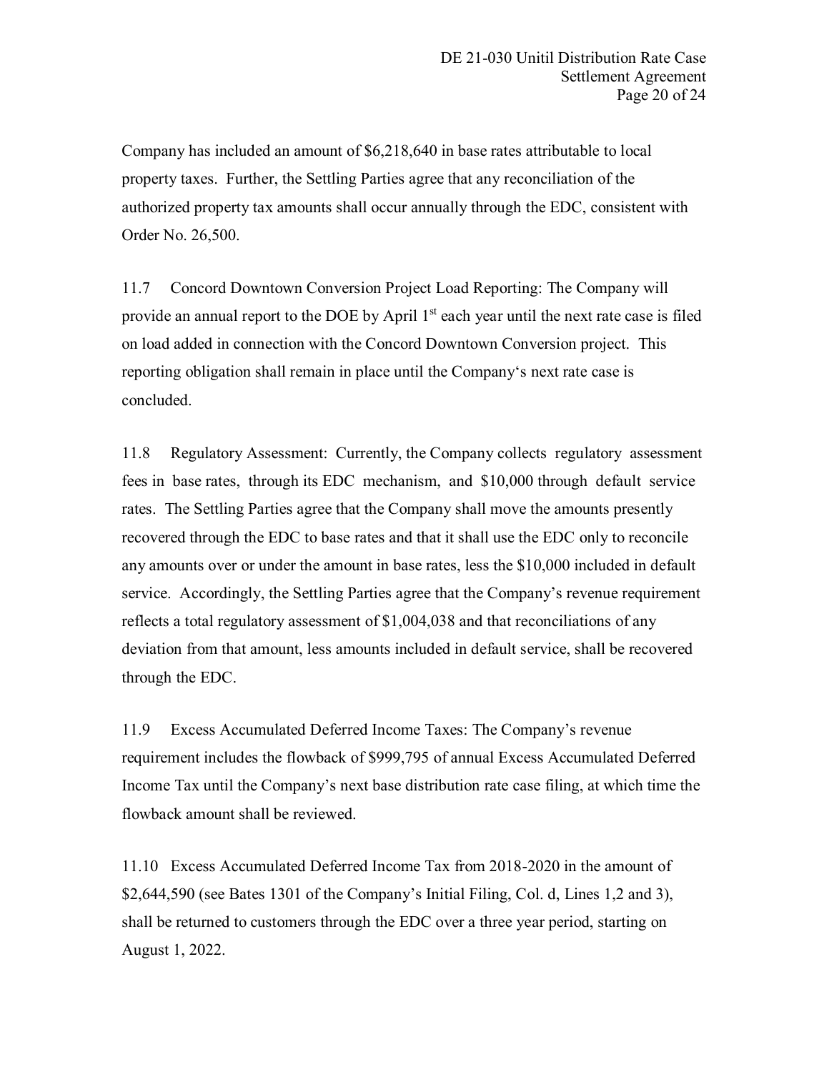Company has included an amount of $6,218,640 in base rates attributable to local property taxes. Further, the Settling Parties agree that any reconciliation of the authorized property tax amounts shall occur annually through the EDC, consistent with Order No. 26,500.

11.7 Concord Downtown Conversion Project Load Reporting: The Company will provide an annual report to the DOE by April 1st each year until the next rate case is filed on load added in connection with the Concord Downtown Conversion project. This reporting obligation shall remain in place until the Company's next rate case is concluded.

11.8 Regulatory Assessment: Currently, the Company collects regulatory assessment fees in base rates, through its EDC mechanism, and $10,000 through default service rates. The Settling Parties agree that the Company shall move the amounts presently recovered through the EDC to base rates and that it shall use the EDC only to reconcile any amounts over or under the amount in base rates, less the $10,000 included in default service. Accordingly, the Settling Parties agree that the Company's revenue requirement reflects a total regulatory assessment of $1,004,038 and that reconciliations of any deviation from that amount, less amounts included in default service, shall be recovered through the EDC.

11.9 Excess Accumulated Deferred Income Taxes: The Company's revenue requirement includes the flowback of $999,795 of annual Excess Accumulated Deferred Income Tax until the Company's next base distribution rate case filing, at which time the flowback amount shall be reviewed.

11.10 Excess Accumulated Deferred Income Tax from 2018-2020 in the amount of $2,644,590 (see Bates 1301 of the Company's Initial Filing, Col. d, Lines 1,2 and 3), shall be returned to customers through the EDC over a three year period, starting on August 1, 2022.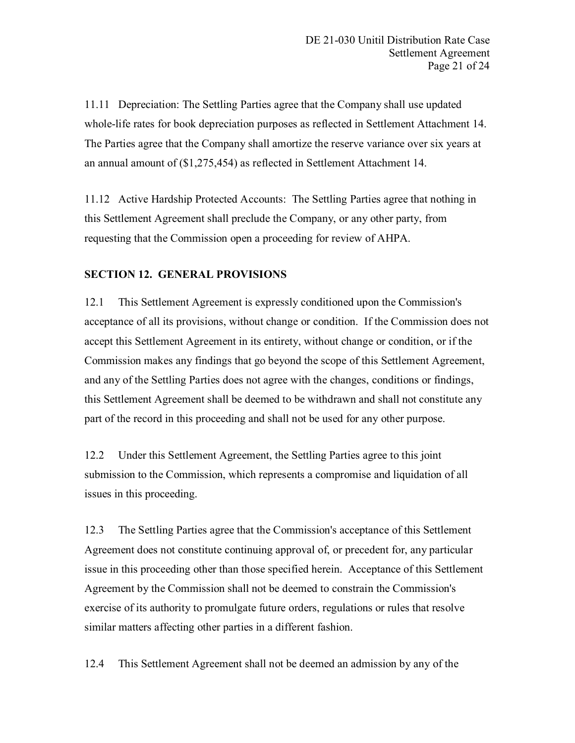11.11 Depreciation: The Settling Parties agree that the Company shall use updated whole-life rates for book depreciation purposes as reflected in Settlement Attachment 14. The Parties agree that the Company shall amortize the reserve variance over six years at an annual amount of ($1,275,454) as reflected in Settlement Attachment 14.

11.12 Active Hardship Protected Accounts: The Settling Parties agree that nothing in this Settlement Agreement shall preclude the Company, or any other party, from requesting that the Commission open a proceeding for review of AHPA.

**SECTION 12. GENERAL PROVISIONS**

12.1 This Settlement Agreement is expressly conditioned upon the Commission's acceptance of all its provisions, without change or condition. If the Commission does not accept this Settlement Agreement in its entirety, without change or condition, or if the Commission makes any findings that go beyond the scope of this Settlement Agreement, and any of the Settling Parties does not agree with the changes, conditions or findings, this Settlement Agreement shall be deemed to be withdrawn and shall not constitute any part of the record in this proceeding and shall not be used for any other purpose.

12.2 Under this Settlement Agreement, the Settling Parties agree to this joint submission to the Commission, which represents a compromise and liquidation of all issues in this proceeding.

12.3 The Settling Parties agree that the Commission's acceptance of this Settlement Agreement does not constitute continuing approval of, or precedent for, any particular issue in this proceeding other than those specified herein. Acceptance of this Settlement Agreement by the Commission shall not be deemed to constrain the Commission's exercise of its authority to promulgate future orders, regulations or rules that resolve similar matters affecting other parties in a different fashion.

12.4 This Settlement Agreement shall not be deemed an admission by any of the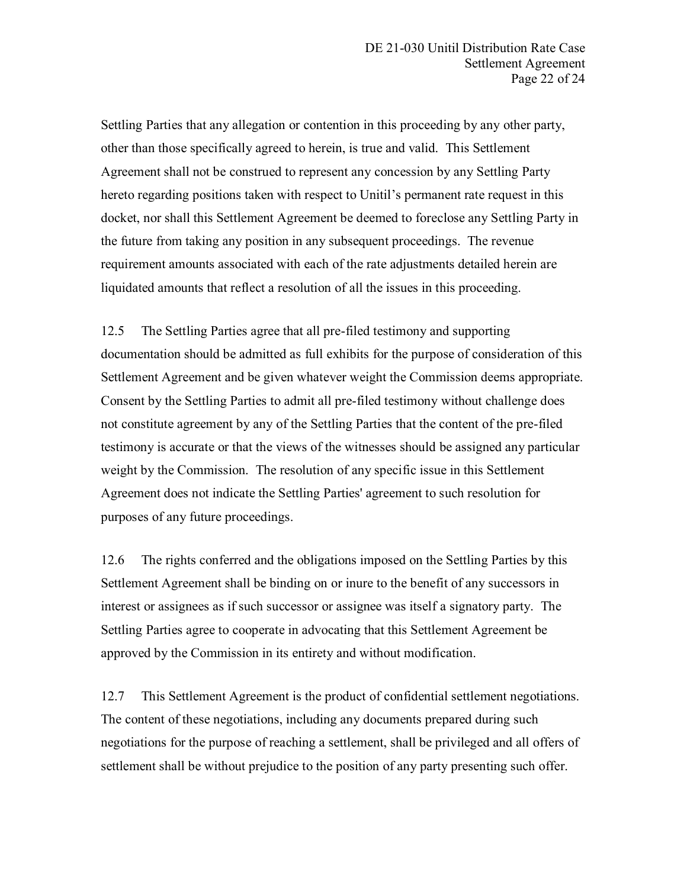Settling Parties that any allegation or contention in this proceeding by any other party, other than those specifically agreed to herein, is true and valid. This Settlement Agreement shall not be construed to represent any concession by any Settling Party hereto regarding positions taken with respect to Unitil's permanent rate request in this docket, nor shall this Settlement Agreement be deemed to foreclose any Settling Party in the future from taking any position in any subsequent proceedings. The revenue requirement amounts associated with each of the rate adjustments detailed herein are liquidated amounts that reflect a resolution of all the issues in this proceeding.

12.5 The Settling Parties agree that all pre-filed testimony and supporting documentation should be admitted as full exhibits for the purpose of consideration of this Settlement Agreement and be given whatever weight the Commission deems appropriate. Consent by the Settling Parties to admit all pre-filed testimony without challenge does not constitute agreement by any of the Settling Parties that the content of the pre-filed testimony is accurate or that the views of the witnesses should be assigned any particular weight by the Commission. The resolution of any specific issue in this Settlement Agreement does not indicate the Settling Parties' agreement to such resolution for purposes of any future proceedings.

12.6 The rights conferred and the obligations imposed on the Settling Parties by this Settlement Agreement shall be binding on or inure to the benefit of any successors in interest or assignees as if such successor or assignee was itself a signatory party. The Settling Parties agree to cooperate in advocating that this Settlement Agreement be approved by the Commission in its entirety and without modification.

12.7 This Settlement Agreement is the product of confidential settlement negotiations. The content of these negotiations, including any documents prepared during such negotiations for the purpose of reaching a settlement, shall be privileged and all offers of settlement shall be without prejudice to the position of any party presenting such offer.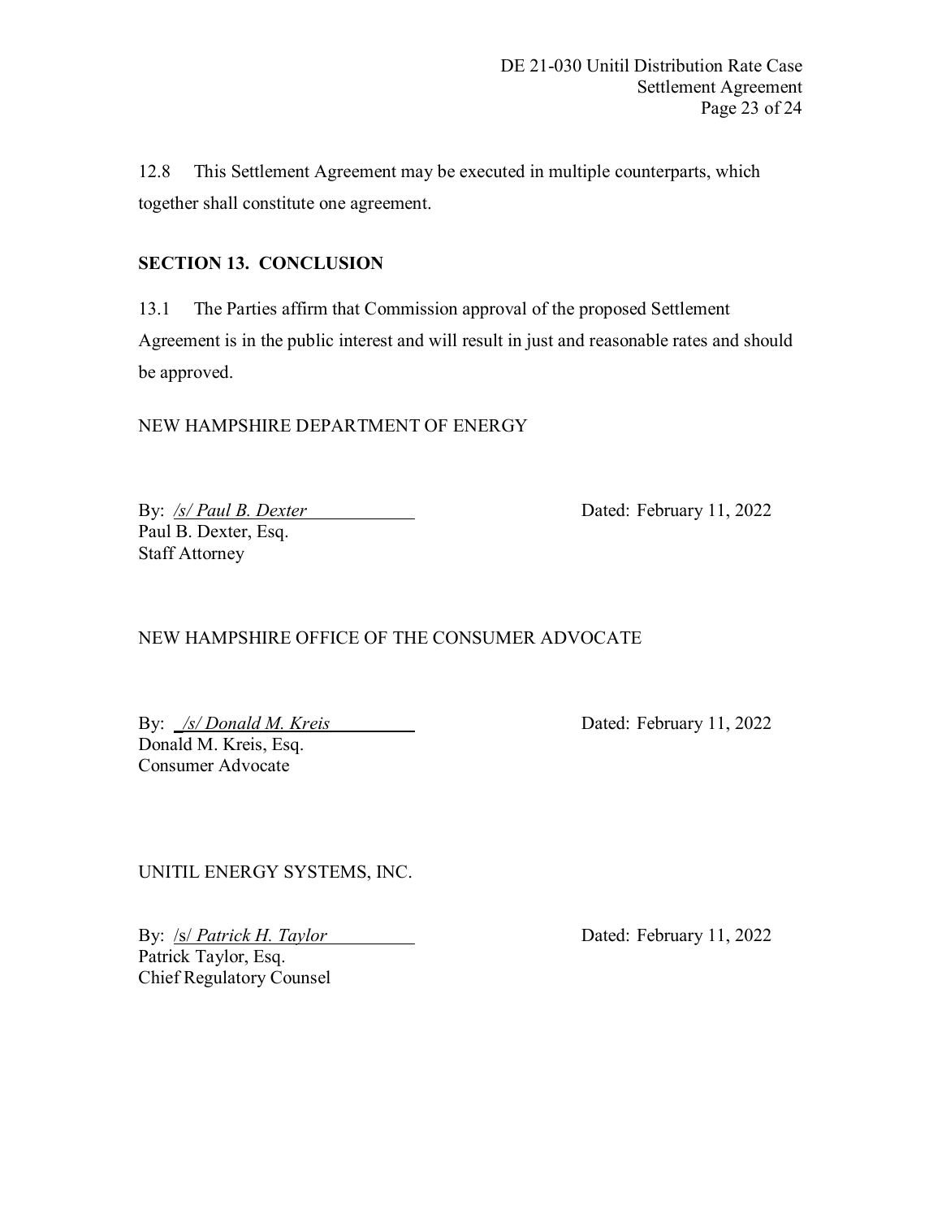12.8 This Settlement Agreement may be executed in multiple counterparts, which together shall constitute one agreement.

**SECTION 13. CONCLUSION**

13.1 The Parties affirm that Commission approval of the proposed Settlement Agreement is in the public interest and will result in just and reasonable rates and should be approved.

NEW HAMPSHIRE DEPARTMENT OF ENERGY

By: */s/ Paul B. Dexter* Dated: February 11, 2022
Paul B. Dexter, Esq.
Staff Attorney

NEW HAMPSHIRE OFFICE OF THE CONSUMER ADVOCATE

By: */s/ Donald M. Kreis* Dated: February 11, 2022
Donald M. Kreis, Esq.
Consumer Advocate

UNITIL ENERGY SYSTEMS, INC.

By: /s/ *Patrick H. Taylor* Dated: February 11, 2022
Patrick Taylor, Esq.
Chief Regulatory Counsel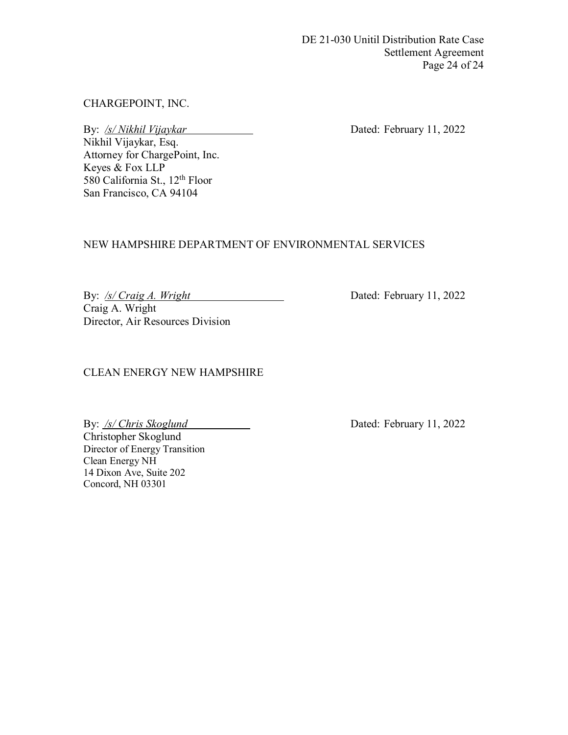CHARGEPOINT, INC.

By: */s/ Nikhil Vijaykar* Dated: February 11, 2022

Nikhil Vijaykar, Esq.
Attorney for ChargePoint, Inc.
Keyes & Fox LLP
580 California St., 12th Floor
San Francisco, CA 94104

NEW HAMPSHIRE DEPARTMENT OF ENVIRONMENTAL SERVICES

By: */s/ Craig A. Wright* Dated: February 11, 2022

Craig A. Wright
Director, Air Resources Division

CLEAN ENERGY NEW HAMPSHIRE

By: */s/ Chris Skoglund* Dated: February 11, 2022

Christopher Skoglund
Director of Energy Transition
Clean Energy NH
14 Dixon Ave, Suite 202
Concord, NH 03301